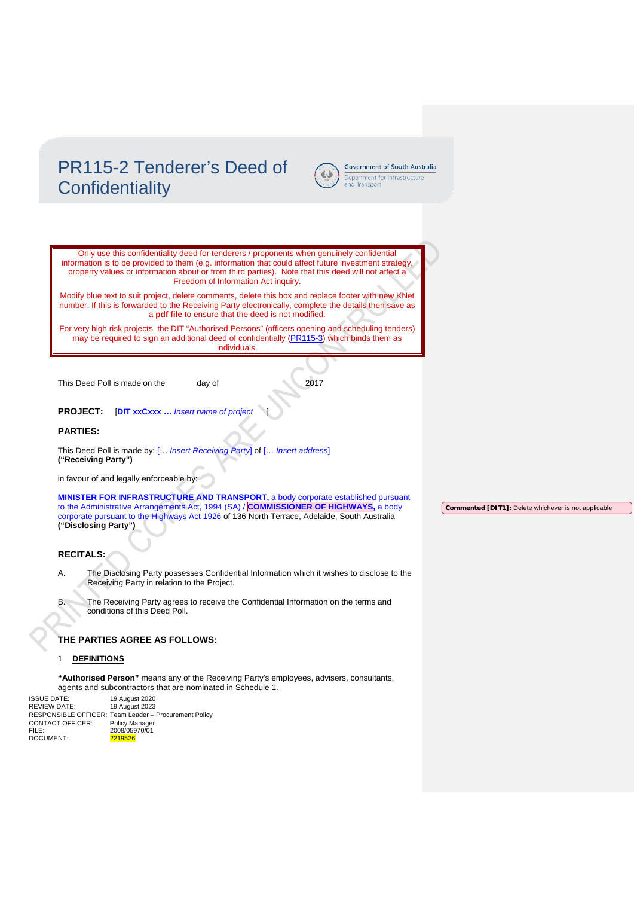# PR115-2 Tenderer's Deed of Confidentiality

Government of South Australia
Department for Infrastructure and Transport

> Only use this confidentiality deed for tenderers / proponents when genuinely confidential information is to be provided to them (e.g. information that could affect future investment strategy, property values or information about or from third parties). Note that this deed will not affect a Freedom of Information Act inquiry.
>
> Modify blue text to suit project, delete comments, delete this box and replace footer with new KNet number. If this is forwarded to the Receiving Party electronically, complete the details then save as a **pdf file** to ensure that the deed is not modified.
>
> For very high risk projects, the DIT "Authorised Persons" (officers opening and scheduling tenders) may be required to sign an additional deed of confidentially (PR115-3) which binds them as individuals.

This Deed Poll is made on the day of 2017

**PROJECT:** [**DIT xxCxxx …** *Insert name of project* ]

**PARTIES:**

This Deed Poll is made by: [… *Insert Receiving Party*] of [… *Insert address*]
**("Receiving Party")**

in favour of and legally enforceable by:

**MINISTER FOR INFRASTRUCTURE AND TRANSPORT,** a body corporate established pursuant to the Administrative Arrangements Act, 1994 (SA) / **COMMISSIONER OF HIGHWAYS**, a body corporate pursuant to the Highways Act 1926 of 136 North Terrace, Adelaide, South Australia
**("Disclosing Party")**

**Commented [DIT1]:** Delete whichever is not applicable

**RECITALS:**

A. The Disclosing Party possesses Confidential Information which it wishes to disclose to the Receiving Party in relation to the Project.

B. The Receiving Party agrees to receive the Confidential Information on the terms and conditions of this Deed Poll.

**THE PARTIES AGREE AS FOLLOWS:**

1 **DEFINITIONS**

**"Authorised Person"** means any of the Receiving Party's employees, advisers, consultants, agents and subcontractors that are nominated in Schedule 1.

ISSUE DATE: 19 August 2020
REVIEW DATE: 19 August 2023
RESPONSIBLE OFFICER: Team Leader – Procurement Policy
CONTACT OFFICER: Policy Manager
FILE: 2008/05970/01
DOCUMENT: 2219526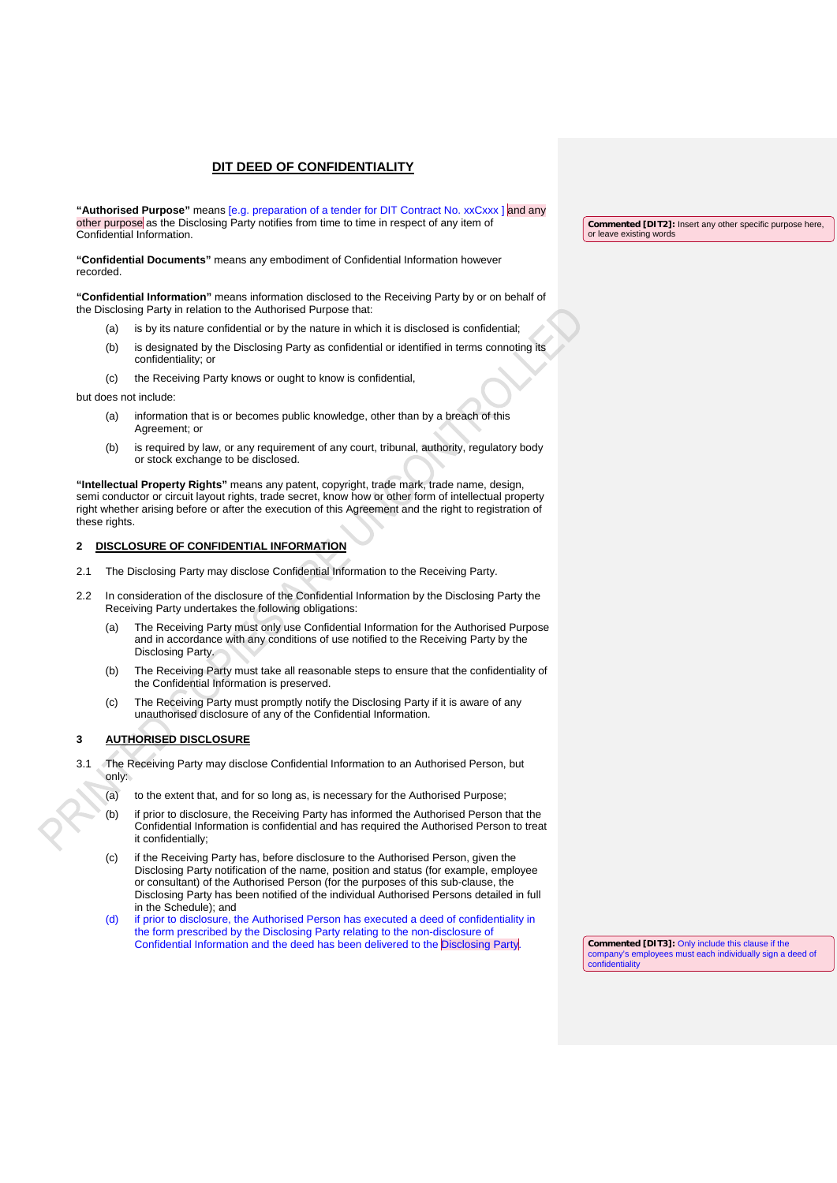# DIT DEED OF CONFIDENTIALITY

**"Authorised Purpose"** means [e.g. preparation of a tender for DIT Contract No. xxCxxx ] and any other purpose as the Disclosing Party notifies from time to time in respect of any item of Confidential Information.

**"Confidential Documents"** means any embodiment of Confidential Information however recorded.

**"Confidential Information"** means information disclosed to the Receiving Party by or on behalf of the Disclosing Party in relation to the Authorised Purpose that:

(a) is by its nature confidential or by the nature in which it is disclosed is confidential;

(b) is designated by the Disclosing Party as confidential or identified in terms connoting its confidentiality; or

(c) the Receiving Party knows or ought to know is confidential,

but does not include:

(a) information that is or becomes public knowledge, other than by a breach of this Agreement; or

(b) is required by law, or any requirement of any court, tribunal, authority, regulatory body or stock exchange to be disclosed.

**"Intellectual Property Rights"** means any patent, copyright, trade mark, trade name, design, semi conductor or circuit layout rights, trade secret, know how or other form of intellectual property right whether arising before or after the execution of this Agreement and the right to registration of these rights.

## 2 DISCLOSURE OF CONFIDENTIAL INFORMATION

2.1 The Disclosing Party may disclose Confidential Information to the Receiving Party.

2.2 In consideration of the disclosure of the Confidential Information by the Disclosing Party the Receiving Party undertakes the following obligations:

(a) The Receiving Party must only use Confidential Information for the Authorised Purpose and in accordance with any conditions of use notified to the Receiving Party by the Disclosing Party.

(b) The Receiving Party must take all reasonable steps to ensure that the confidentiality of the Confidential Information is preserved.

(c) The Receiving Party must promptly notify the Disclosing Party if it is aware of any unauthorised disclosure of any of the Confidential Information.

## 3 AUTHORISED DISCLOSURE

3.1 The Receiving Party may disclose Confidential Information to an Authorised Person, but only:

(a) to the extent that, and for so long as, is necessary for the Authorised Purpose;

(b) if prior to disclosure, the Receiving Party has informed the Authorised Person that the Confidential Information is confidential and has required the Authorised Person to treat it confidentially;

(c) if the Receiving Party has, before disclosure to the Authorised Person, given the Disclosing Party notification of the name, position and status (for example, employee or consultant) of the Authorised Person (for the purposes of this sub-clause, the Disclosing Party has been notified of the individual Authorised Persons detailed in full in the Schedule); and

(d) if prior to disclosure, the Authorised Person has executed a deed of confidentiality in the form prescribed by the Disclosing Party relating to the non-disclosure of Confidential Information and the deed has been delivered to the Disclosing Party.

**Commented [DIT2]:** Insert any other specific purpose here, or leave existing words

**Commented [DIT3]:** Only include this clause if the company's employees must each individually sign a deed of confidentiality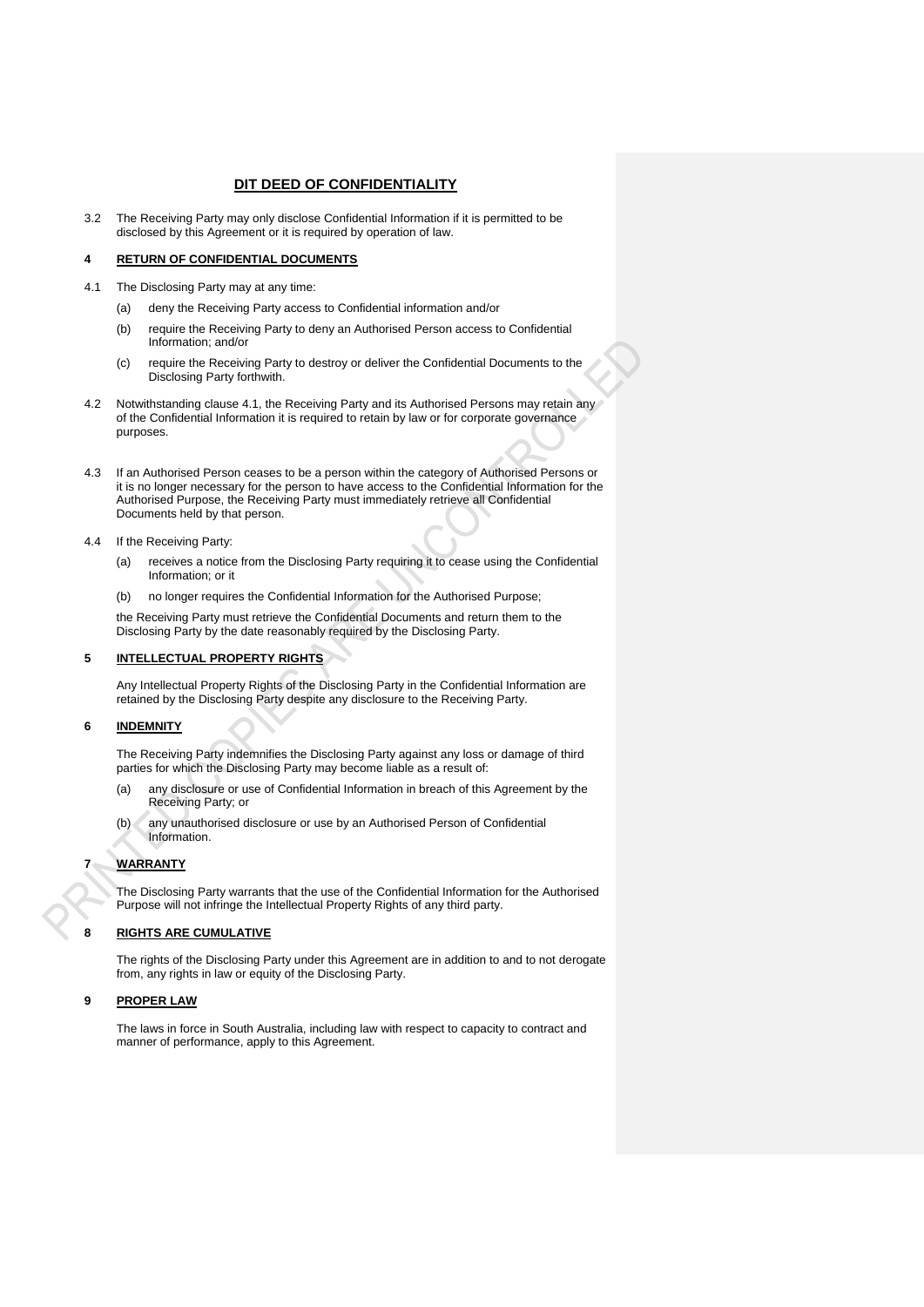3.2 The Receiving Party may only disclose Confidential Information if it is permitted to be disclosed by this Agreement or it is required by operation of law.

## 4 RETURN OF CONFIDENTIAL DOCUMENTS

4.1 The Disclosing Party may at any time:

(a) deny the Receiving Party access to Confidential information and/or

(b) require the Receiving Party to deny an Authorised Person access to Confidential Information; and/or

(c) require the Receiving Party to destroy or deliver the Confidential Documents to the Disclosing Party forthwith.

4.2 Notwithstanding clause 4.1, the Receiving Party and its Authorised Persons may retain any of the Confidential Information it is required to retain by law or for corporate governance purposes.

4.3 If an Authorised Person ceases to be a person within the category of Authorised Persons or it is no longer necessary for the person to have access to the Confidential Information for the Authorised Purpose, the Receiving Party must immediately retrieve all Confidential Documents held by that person.

4.4 If the Receiving Party:

(a) receives a notice from the Disclosing Party requiring it to cease using the Confidential Information; or it

(b) no longer requires the Confidential Information for the Authorised Purpose;

the Receiving Party must retrieve the Confidential Documents and return them to the Disclosing Party by the date reasonably required by the Disclosing Party.

## 5 INTELLECTUAL PROPERTY RIGHTS

Any Intellectual Property Rights of the Disclosing Party in the Confidential Information are retained by the Disclosing Party despite any disclosure to the Receiving Party.

## 6 INDEMNITY

The Receiving Party indemnifies the Disclosing Party against any loss or damage of third parties for which the Disclosing Party may become liable as a result of:

(a) any disclosure or use of Confidential Information in breach of this Agreement by the Receiving Party; or

(b) any unauthorised disclosure or use by an Authorised Person of Confidential Information.

## 7 WARRANTY

The Disclosing Party warrants that the use of the Confidential Information for the Authorised Purpose will not infringe the Intellectual Property Rights of any third party.

## 8 RIGHTS ARE CUMULATIVE

The rights of the Disclosing Party under this Agreement are in addition to and to not derogate from, any rights in law or equity of the Disclosing Party.

## 9 PROPER LAW

The laws in force in South Australia, including law with respect to capacity to contract and manner of performance, apply to this Agreement.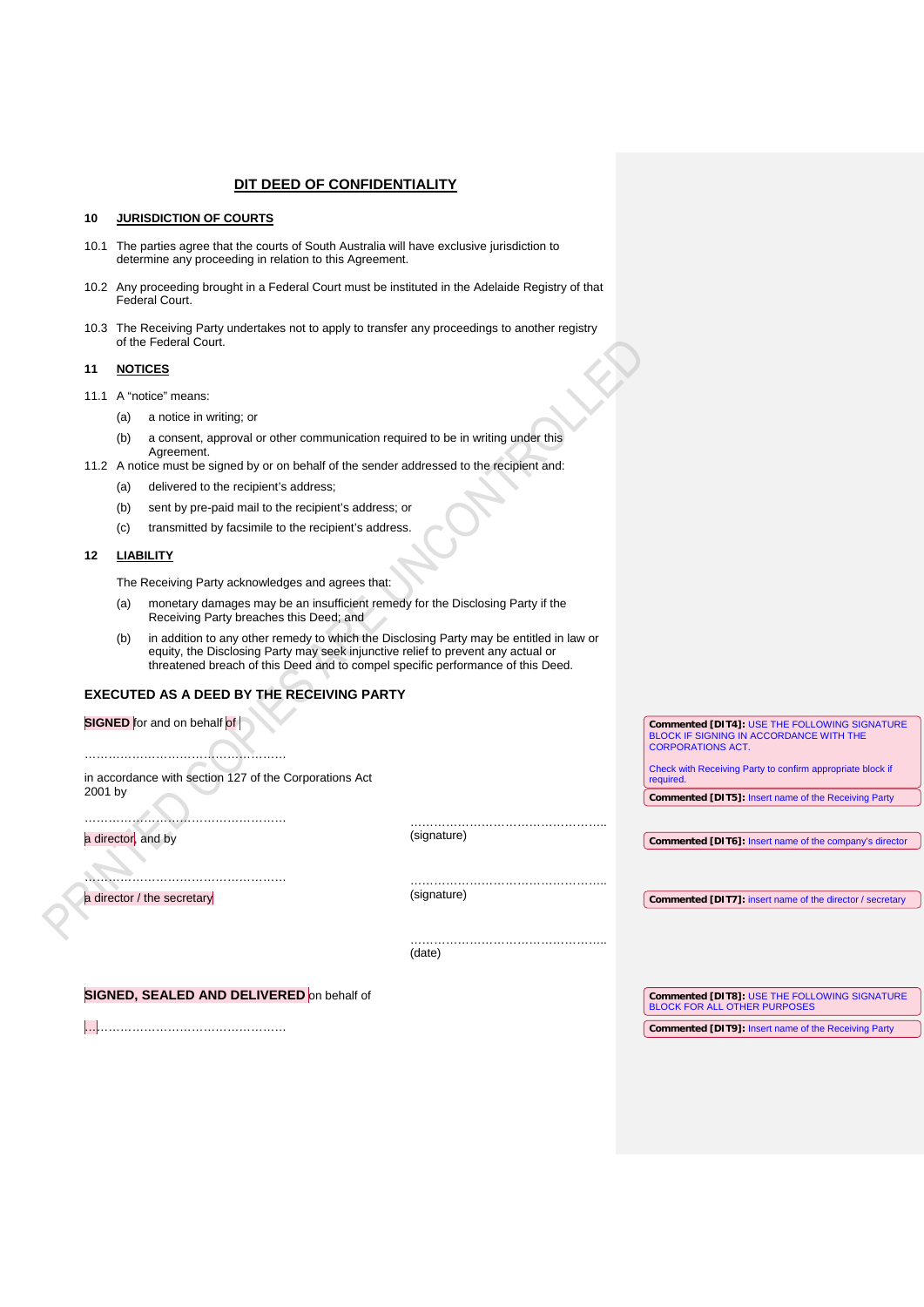## DIT DEED OF CONFIDENTIALITY

### 10 JURISDICTION OF COURTS

10.1 The parties agree that the courts of South Australia will have exclusive jurisdiction to determine any proceeding in relation to this Agreement.

10.2 Any proceeding brought in a Federal Court must be instituted in the Adelaide Registry of that Federal Court.

10.3 The Receiving Party undertakes not to apply to transfer any proceedings to another registry of the Federal Court.

### 11 NOTICES

11.1 A "notice" means:

(a) a notice in writing; or

(b) a consent, approval or other communication required to be in writing under this Agreement.

11.2 A notice must be signed by or on behalf of the sender addressed to the recipient and:

(a) delivered to the recipient's address;

(b) sent by pre-paid mail to the recipient's address; or

(c) transmitted by facsimile to the recipient's address.

### 12 LIABILITY

The Receiving Party acknowledges and agrees that:

(a) monetary damages may be an insufficient remedy for the Disclosing Party if the Receiving Party breaches this Deed; and

(b) in addition to any other remedy to which the Disclosing Party may be entitled in law or equity, the Disclosing Party may seek injunctive relief to prevent any actual or threatened breach of this Deed and to compel specific performance of this Deed.

### EXECUTED AS A DEED BY THE RECEIVING PARTY

**SIGNED** for and on behalf of

……………………………………………

in accordance with section 127 of the Corporations Act 2001 by

…………………………………………… ……………………………………………

a director and by (signature)

…………………………………………… ……………………………………………

a director / the secretary (signature)

……………………………………………

(date)

**SIGNED, SEALED AND DELIVERED** on behalf of

…………………………………………………

Commented [DIT4]: USE THE FOLLOWING SIGNATURE BLOCK IF SIGNING IN ACCORDANCE WITH THE CORPORATIONS ACT.

Check with Receiving Party to confirm appropriate block if required.

Commented [DIT5]: Insert name of the Receiving Party

Commented [DIT6]: Insert name of the company's director

Commented [DIT7]: insert name of the director / secretary

Commented [DIT8]: USE THE FOLLOWING SIGNATURE BLOCK FOR ALL OTHER PURPOSES

Commented [DIT9]: Insert name of the Receiving Party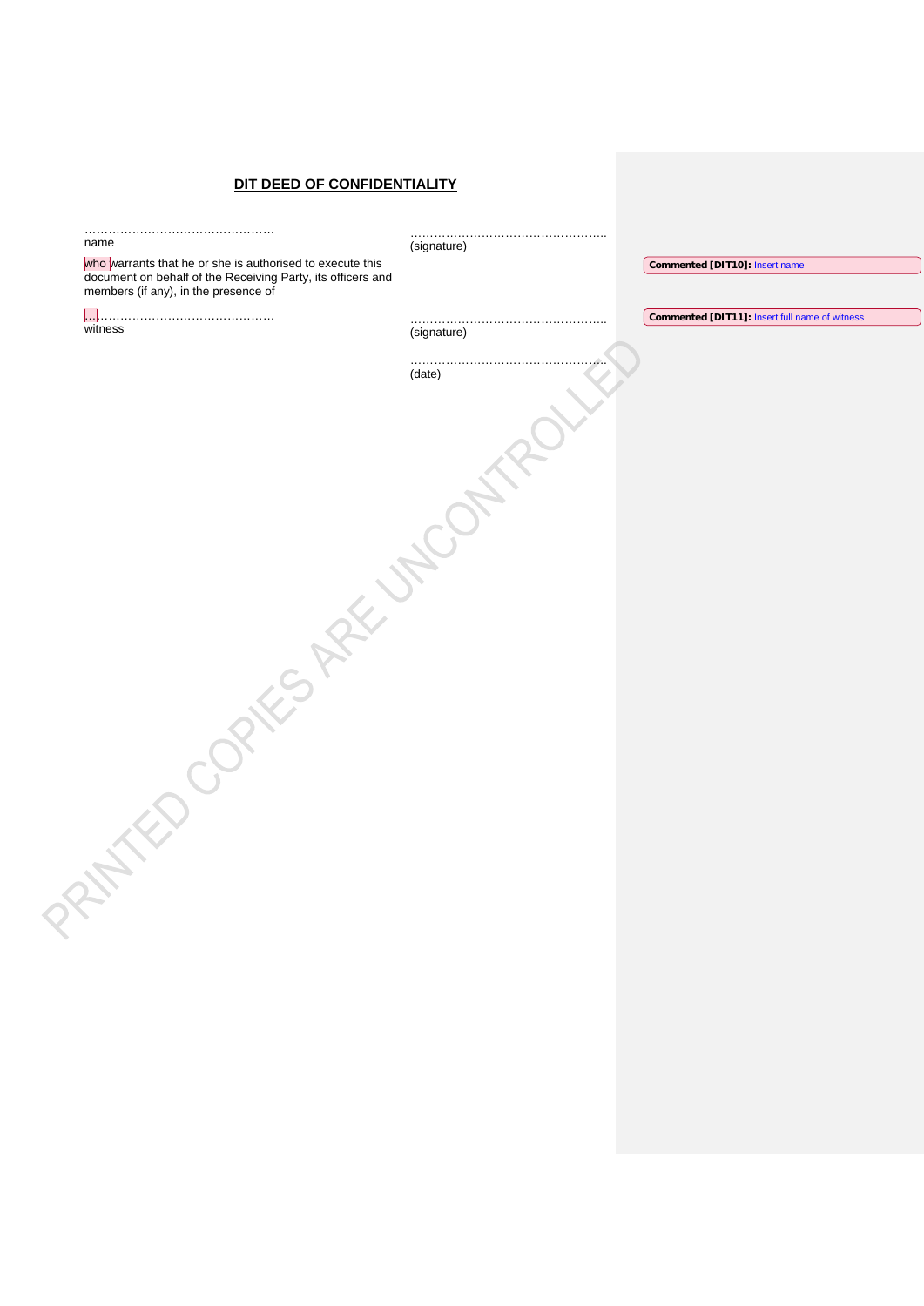**DIT DEED OF CONFIDENTIALITY**

| | |
|---|---|
| …………………………………………<br>name | …………………………………………..<br>(signature) |
| who warrants that he or she is authorised to execute this document on behalf of the Receiving Party, its officers and members (if any), in the presence of | |
| …………………………………………<br>witness | …………………………………………..<br>(signature) |
| | …………………………………………..<br>(date) |

**Commented [DIT10]:** Insert name

**Commented [DIT11]:** Insert full name of witness

PRINTED COPIES ARE UNCONTROLLED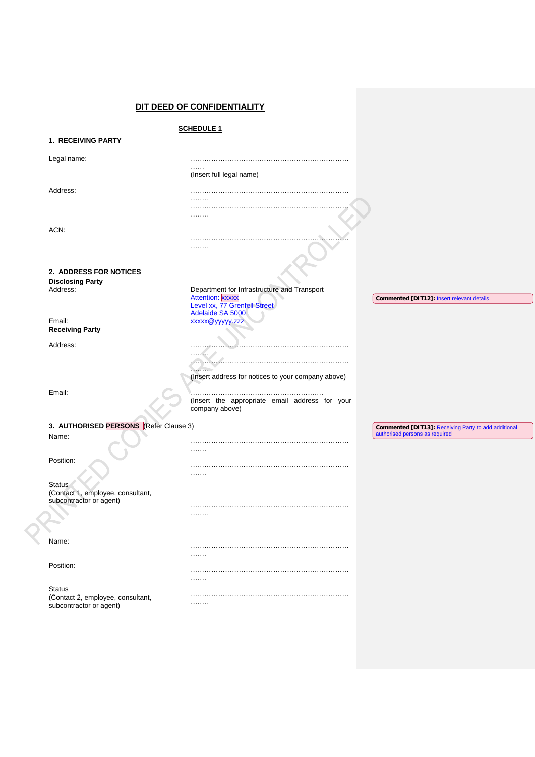# DIT DEED OF CONFIDENTIALITY

## SCHEDULE 1

### 1. RECEIVING PARTY

| | |
|---|---|
| Legal name: | ………………………………………………………………… …… (Insert full legal name) |
| Address: | ………………………………………………………………… …….. ………………………………………………………………… …….. |
| ACN: | ………………………………………………………………… …….. |

### 2. ADDRESS FOR NOTICES

**Disclosing Party**

| | |
|---|---|
| Address: | Department for Infrastructure and Transport<br>Attention: xxxxx<br>Level xx, 77 Grenfell Street<br>Adelaide SA 5000 |
| Email: | xxxxx@yyyyy.zzz |

**Receiving Party**

| | |
|---|---|
| Address: | ………………………………………………………………… …….. ………………………………………………………………… …….. (Insert address for notices to your company above) |
| Email: | …………………………………………………… (Insert the appropriate email address for your company above) |

### 3. AUTHORISED PERSONS (Refer Clause 3)

| | |
|---|---|
| Name: | ………………………………………………………………… ……. |
| Position: | ………………………………………………………………… ……. |
| Status (Contact 1, employee, consultant, subcontractor or agent) | ………………………………………………………………… …….. |
| Name: | ………………………………………………………………… ……. |
| Position: | ………………………………………………………………… ……. |
| Status (Contact 2, employee, consultant, subcontractor or agent) | ………………………………………………………………… …….. |

Commented [DIT12]: Insert relevant details

Commented [DIT13]: Receiving Party to add additional authorised persons as required

PRINTED COPIES ARE UNCONTROLLED